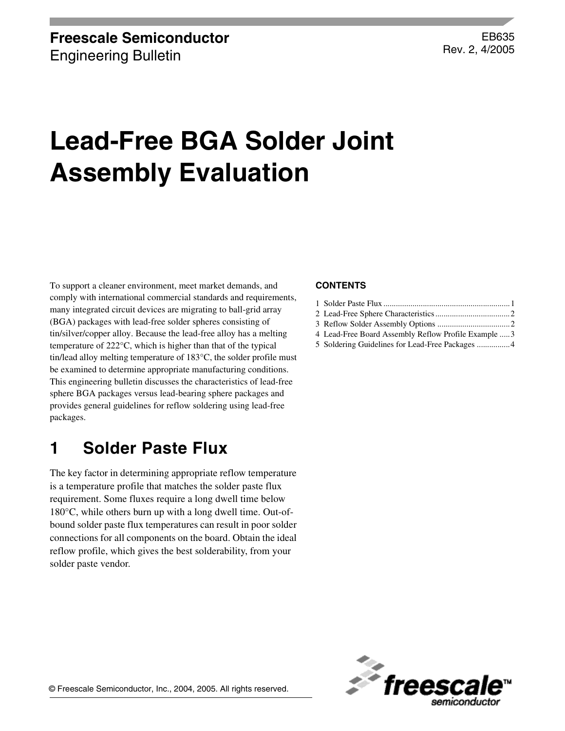**Freescale Semiconductor**
Engineering Bulletin

EB635
Rev. 2, 4/2005

# Lead-Free BGA Solder Joint Assembly Evaluation

To support a cleaner environment, meet market demands, and comply with international commercial standards and requirements, many integrated circuit devices are migrating to ball-grid array (BGA) packages with lead-free solder spheres consisting of tin/silver/copper alloy. Because the lead-free alloy has a melting temperature of 222°C, which is higher than that of the typical tin/lead alloy melting temperature of 183°C, the solder profile must be examined to determine appropriate manufacturing conditions. This engineering bulletin discusses the characteristics of lead-free sphere BGA packages versus lead-bearing sphere packages and provides general guidelines for reflow soldering using lead-free packages.

**CONTENTS**

1 Solder Paste Flux ..... 1
2 Lead-Free Sphere Characteristics ..... 2
3 Reflow Solder Assembly Options ..... 2
4 Lead-Free Board Assembly Reflow Profile Example ..... 3
5 Soldering Guidelines for Lead-Free Packages ..... 4

## 1 Solder Paste Flux

The key factor in determining appropriate reflow temperature is a temperature profile that matches the solder paste flux requirement. Some fluxes require a long dwell time below 180°C, while others burn up with a long dwell time. Out-of-bound solder paste flux temperatures can result in poor solder connections for all components on the board. Obtain the ideal reflow profile, which gives the best solderability, from your solder paste vendor.

© Freescale Semiconductor, Inc., 2004, 2005. All rights reserved.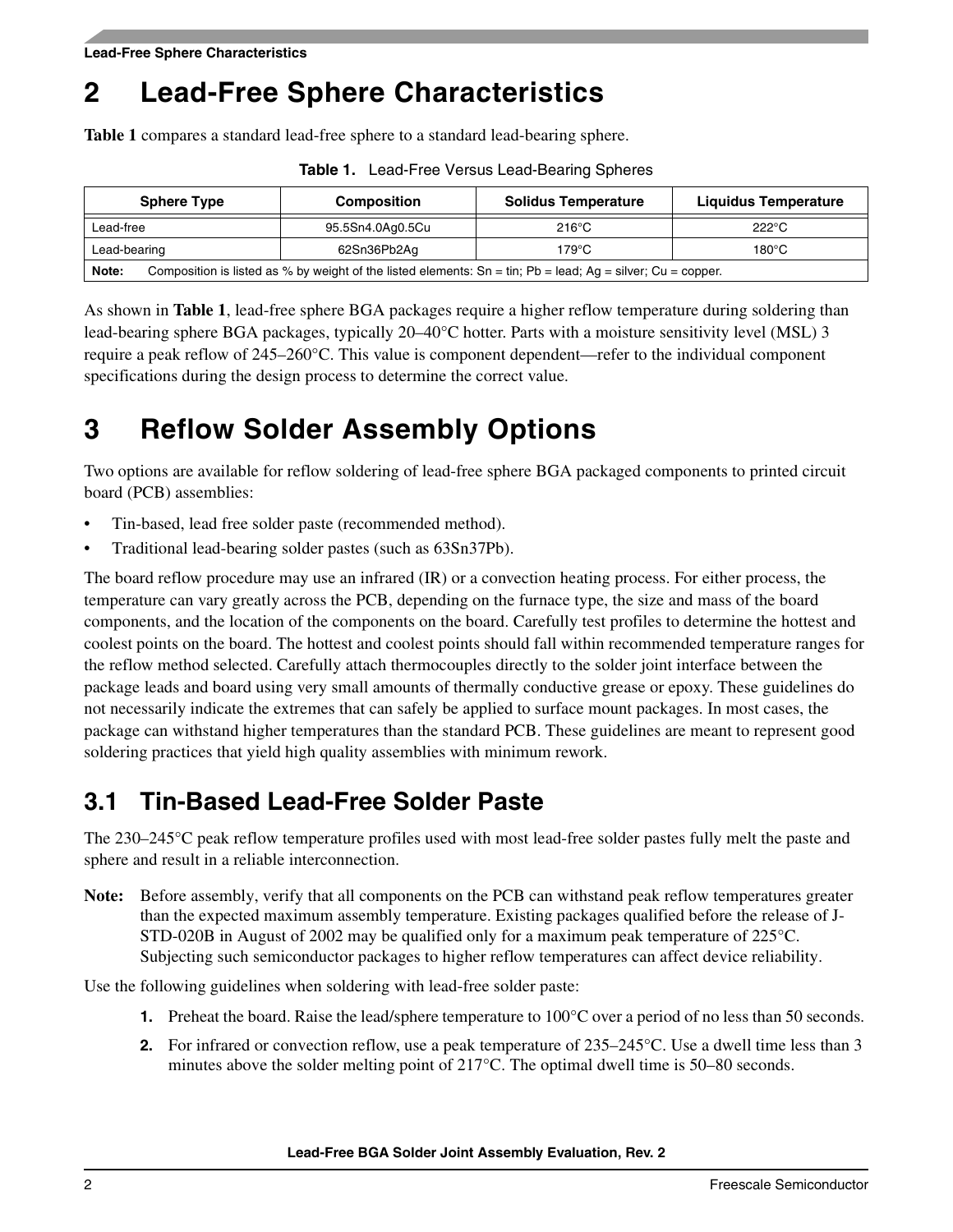# 2 Lead-Free Sphere Characteristics

**Table 1** compares a standard lead-free sphere to a standard lead-bearing sphere.

**Table 1.** Lead-Free Versus Lead-Bearing Spheres

| Sphere Type | Composition | Solidus Temperature | Liquidus Temperature |
|---|---|---|---|
| Lead-free | 95.5Sn4.0Ag0.5Cu | 216°C | 222°C |
| Lead-bearing | 62Sn36Pb2Ag | 179°C | 180°C |
| **Note:** Composition is listed as % by weight of the listed elements: Sn = tin; Pb = lead; Ag = silver; Cu = copper. | | | |

As shown in **Table 1**, lead-free sphere BGA packages require a higher reflow temperature during soldering than lead-bearing sphere BGA packages, typically 20–40°C hotter. Parts with a moisture sensitivity level (MSL) 3 require a peak reflow of 245–260°C. This value is component dependent—refer to the individual component specifications during the design process to determine the correct value.

# 3 Reflow Solder Assembly Options

Two options are available for reflow soldering of lead-free sphere BGA packaged components to printed circuit board (PCB) assemblies:

- Tin-based, lead free solder paste (recommended method).
- Traditional lead-bearing solder pastes (such as 63Sn37Pb).

The board reflow procedure may use an infrared (IR) or a convection heating process. For either process, the temperature can vary greatly across the PCB, depending on the furnace type, the size and mass of the board components, and the location of the components on the board. Carefully test profiles to determine the hottest and coolest points on the board. The hottest and coolest points should fall within recommended temperature ranges for the reflow method selected. Carefully attach thermocouples directly to the solder joint interface between the package leads and board using very small amounts of thermally conductive grease or epoxy. These guidelines do not necessarily indicate the extremes that can safely be applied to surface mount packages. In most cases, the package can withstand higher temperatures than the standard PCB. These guidelines are meant to represent good soldering practices that yield high quality assemblies with minimum rework.

## 3.1 Tin-Based Lead-Free Solder Paste

The 230–245°C peak reflow temperature profiles used with most lead-free solder pastes fully melt the paste and sphere and result in a reliable interconnection.

**Note:** Before assembly, verify that all components on the PCB can withstand peak reflow temperatures greater than the expected maximum assembly temperature. Existing packages qualified before the release of J-STD-020B in August of 2002 may be qualified only for a maximum peak temperature of 225°C. Subjecting such semiconductor packages to higher reflow temperatures can affect device reliability.

Use the following guidelines when soldering with lead-free solder paste:

1. Preheat the board. Raise the lead/sphere temperature to 100°C over a period of no less than 50 seconds.
2. For infrared or convection reflow, use a peak temperature of 235–245°C. Use a dwell time less than 3 minutes above the solder melting point of 217°C. The optimal dwell time is 50–80 seconds.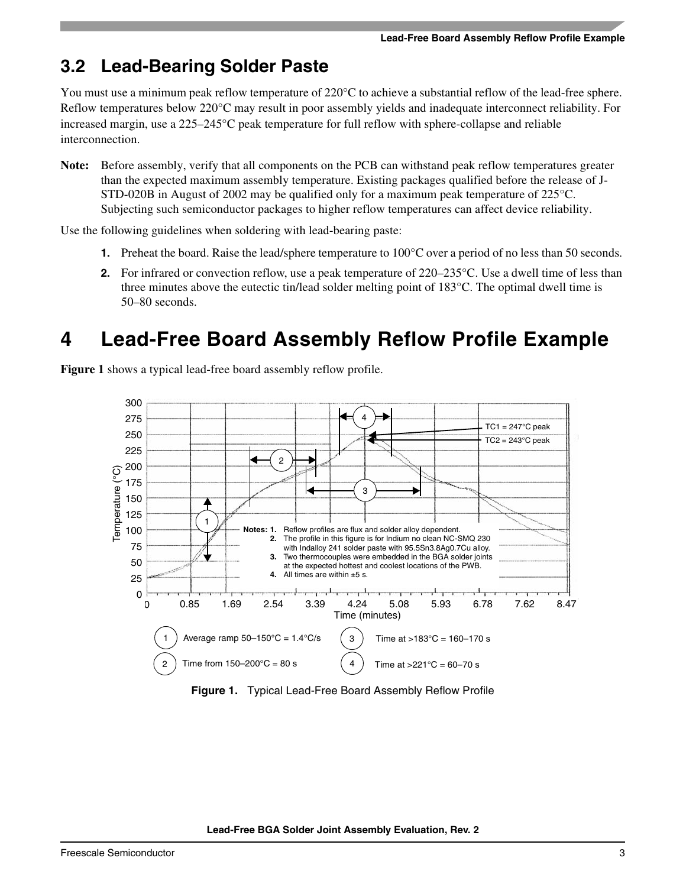## 3.2 Lead-Bearing Solder Paste

You must use a minimum peak reflow temperature of 220°C to achieve a substantial reflow of the lead-free sphere. Reflow temperatures below 220°C may result in poor assembly yields and inadequate interconnect reliability. For increased margin, use a 225–245°C peak temperature for full reflow with sphere-collapse and reliable interconnection.

**Note:** Before assembly, verify that all components on the PCB can withstand peak reflow temperatures greater than the expected maximum assembly temperature. Existing packages qualified before the release of J-STD-020B in August of 2002 may be qualified only for a maximum peak temperature of 225°C. Subjecting such semiconductor packages to higher reflow temperatures can affect device reliability.

Use the following guidelines when soldering with lead-bearing paste:

1. Preheat the board. Raise the lead/sphere temperature to 100°C over a period of no less than 50 seconds.
2. For infrared or convection reflow, use a peak temperature of 220–235°C. Use a dwell time of less than three minutes above the eutectic tin/lead solder melting point of 183°C. The optimal dwell time is 50–80 seconds.

# 4 Lead-Free Board Assembly Reflow Profile Example

**Figure 1** shows a typical lead-free board assembly reflow profile.

TC1 = 247°C peak

TC2 = 243°C peak

**Notes:**
1. Reflow profiles are flux and solder alloy dependent.
2. The profile in this figure is for Indium no clean NC-SMQ 230 with Indalloy 241 solder paste with 95.5Sn3.8Ag0.7Cu alloy.
3. Two thermocouples were embedded in the BGA solder joints at the expected hottest and coolest locations of the PWB.
4. All times are within ±5 s.

Time (minutes)

Temperature (°C)

1. Average ramp 50–150°C = 1.4°C/s
2. Time from 150–200°C = 80 s
3. Time at >183°C = 160–170 s
4. Time at >221°C = 60–70 s

**Figure 1.** Typical Lead-Free Board Assembly Reflow Profile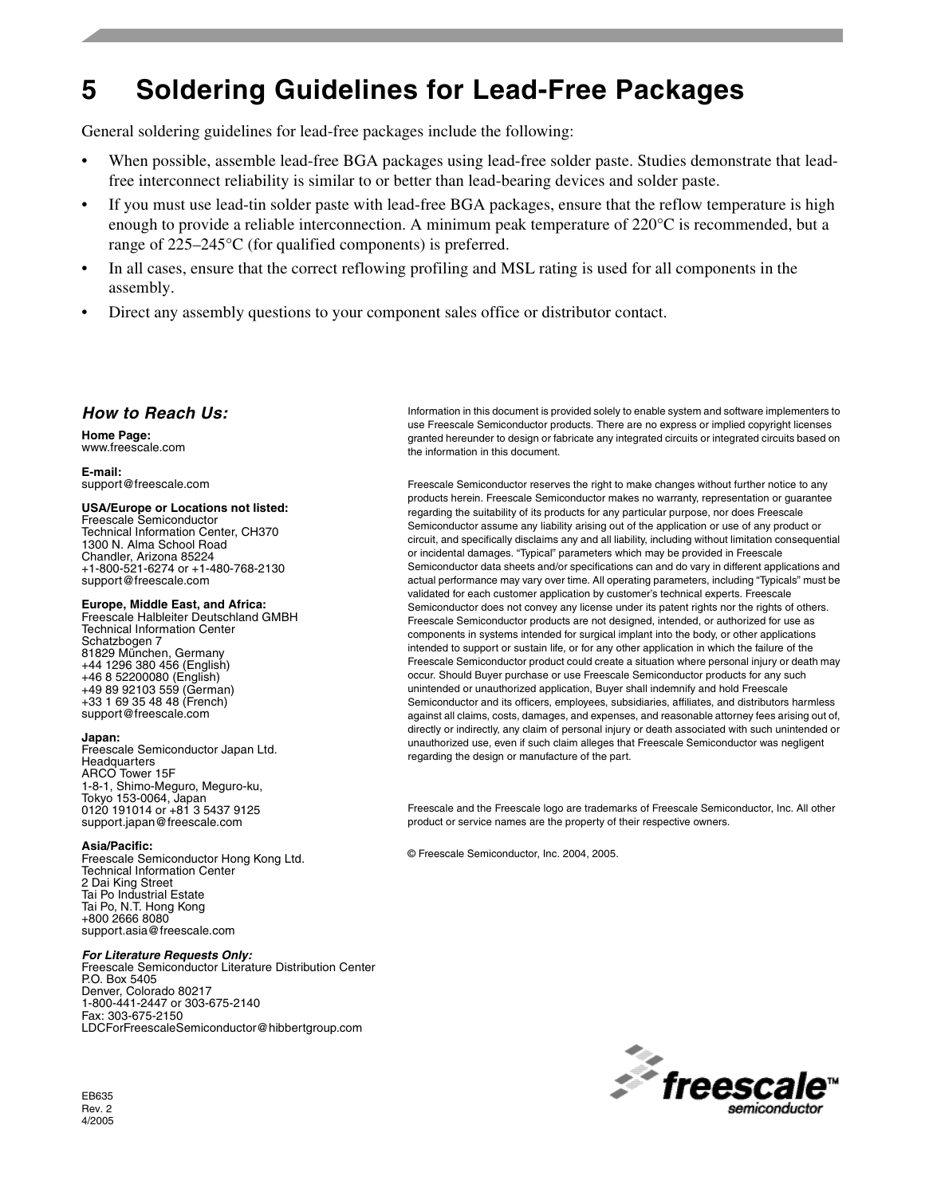# 5 Soldering Guidelines for Lead-Free Packages

General soldering guidelines for lead-free packages include the following:

- When possible, assemble lead-free BGA packages using lead-free solder paste. Studies demonstrate that lead-free interconnect reliability is similar to or better than lead-bearing devices and solder paste.
- If you must use lead-tin solder paste with lead-free BGA packages, ensure that the reflow temperature is high enough to provide a reliable interconnection. A minimum peak temperature of 220°C is recommended, but a range of 225–245°C (for qualified components) is preferred.
- In all cases, ensure that the correct reflowing profiling and MSL rating is used for all components in the assembly.
- Direct any assembly questions to your component sales office or distributor contact.

***How to Reach Us:***

**Home Page:**
www.freescale.com

**E-mail:**
support@freescale.com

**USA/Europe or Locations not listed:**
Freescale Semiconductor
Technical Information Center, CH370
1300 N. Alma School Road
Chandler, Arizona 85224
+1-800-521-6274 or +1-480-768-2130
support@freescale.com

**Europe, Middle East, and Africa:**
Freescale Halbleiter Deutschland GMBH
Technical Information Center
Schatzbogen 7
81829 München, Germany
+44 1296 380 456 (English)
+46 8 52200080 (English)
+49 89 92103 559 (German)
+33 1 69 35 48 48 (French)
support@freescale.com

**Japan:**
Freescale Semiconductor Japan Ltd.
Headquarters
ARCO Tower 15F
1-8-1, Shimo-Meguro, Meguro-ku,
Tokyo 153-0064, Japan
0120 191014 or +81 3 5437 9125
support.japan@freescale.com

**Asia/Pacific:**
Freescale Semiconductor Hong Kong Ltd.
Technical Information Center
2 Dai King Street
Tai Po Industrial Estate
Tai Po, N.T. Hong Kong
+800 2666 8080
support.asia@freescale.com

***For Literature Requests Only:***
Freescale Semiconductor Literature Distribution Center
P.O. Box 5405
Denver, Colorado 80217
1-800-441-2447 or 303-675-2140
Fax: 303-675-2150
LDCForFreescaleSemiconductor@hibbertgroup.com

Information in this document is provided solely to enable system and software implementers to use Freescale Semiconductor products. There are no express or implied copyright licenses granted hereunder to design or fabricate any integrated circuits or integrated circuits based on the information in this document.

Freescale Semiconductor reserves the right to make changes without further notice to any products herein. Freescale Semiconductor makes no warranty, representation or guarantee regarding the suitability of its products for any particular purpose, nor does Freescale Semiconductor assume any liability arising out of the application or use of any product or circuit, and specifically disclaims any and all liability, including without limitation consequential or incidental damages. “Typical” parameters which may be provided in Freescale Semiconductor data sheets and/or specifications can and do vary in different applications and actual performance may vary over time. All operating parameters, including “Typicals” must be validated for each customer application by customer's technical experts. Freescale Semiconductor does not convey any license under its patent rights nor the rights of others. Freescale Semiconductor products are not designed, intended, or authorized for use as components in systems intended for surgical implant into the body, or other applications intended to support or sustain life, or for any other application in which the failure of the Freescale Semiconductor product could create a situation where personal injury or death may occur. Should Buyer purchase or use Freescale Semiconductor products for any such unintended or unauthorized application, Buyer shall indemnify and hold Freescale Semiconductor and its officers, employees, subsidiaries, affiliates, and distributors harmless against all claims, costs, damages, and expenses, and reasonable attorney fees arising out of, directly or indirectly, any claim of personal injury or death associated with such unintended or unauthorized use, even if such claim alleges that Freescale Semiconductor was negligent regarding the design or manufacture of the part.

Freescale and the Freescale logo are trademarks of Freescale Semiconductor, Inc. All other product or service names are the property of their respective owners.

© Freescale Semiconductor, Inc. 2004, 2005.

EB635
Rev. 2
4/2005